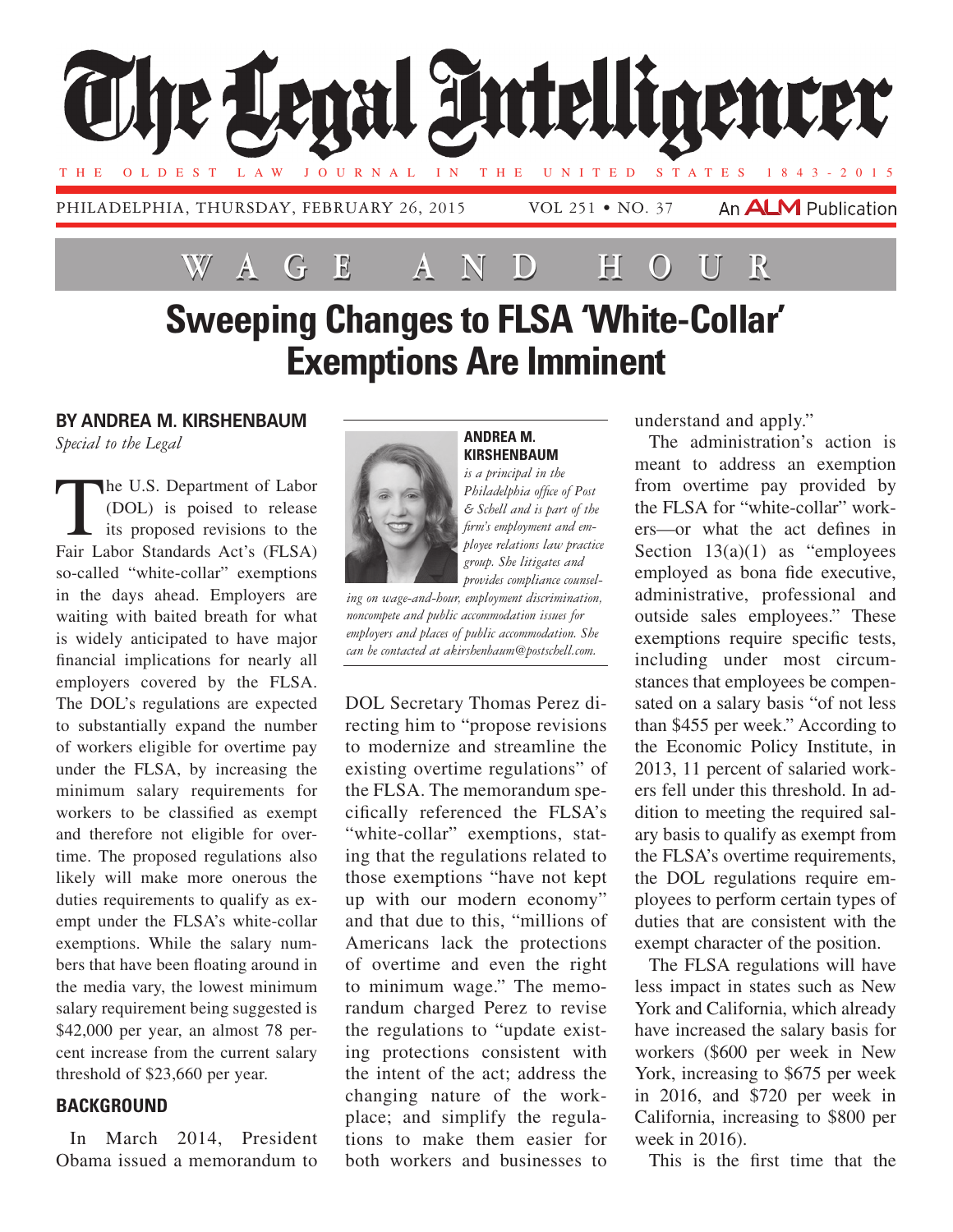# The Legal Intelligencer

THE OLDEST LAW JOURNAL IN THE UNITED STATES 1843-2015

PHILADELPHIA, THURSDAY, FEBRUARY 26, 2015 VOL 251 • NO. 37 An ALM Publication

WAGE AND HOUR

## Sweeping Changes to FLSA 'White-Collar' Exemptions Are Imminent

**BY ANDREA M. KIRSHENBAUM**

*Special to the Legal*

The U.S. Department of Labor (DOL) is poised to release its proposed revisions to the Fair Labor Standards Act's (FLSA) so-called "white-collar" exemptions in the days ahead. Employers are waiting with baited breath for what is widely anticipated to have major financial implications for nearly all employers covered by the FLSA. The DOL's regulations are expected to substantially expand the number of workers eligible for overtime pay under the FLSA, by increasing the minimum salary requirements for workers to be classified as exempt and therefore not eligible for overtime. The proposed regulations also likely will make more onerous the duties requirements to qualify as exempt under the FLSA's white-collar exemptions. While the salary numbers that have been floating around in the media vary, the lowest minimum salary requirement being suggested is $42,000 per year, an almost 78 percent increase from the current salary threshold of $23,660 per year.

**ANDREA M. KIRSHENBAUM** *is a principal in the Philadelphia office of Post & Schell and is part of the firm's employment and employee relations law practice group. She litigates and provides compliance counseling on wage-and-hour, employment discrimination, noncompete and public accommodation issues for employers and places of public accommodation. She can be contacted at akirshenbaum@postschell.com.*

### BACKGROUND

In March 2014, President Obama issued a memorandum to DOL Secretary Thomas Perez directing him to "propose revisions to modernize and streamline the existing overtime regulations" of the FLSA. The memorandum specifically referenced the FLSA's "white-collar" exemptions, stating that the regulations related to those exemptions "have not kept up with our modern economy" and that due to this, "millions of Americans lack the protections of overtime and even the right to minimum wage." The memorandum charged Perez to revise the regulations to "update existing protections consistent with the intent of the act; address the changing nature of the workplace; and simplify the regulations to make them easier for both workers and businesses to understand and apply."

The administration's action is meant to address an exemption from overtime pay provided by the FLSA for "white-collar" workers—or what the act defines in Section 13(a)(1) as "employees employed as bona fide executive, administrative, professional and outside sales employees." These exemptions require specific tests, including under most circumstances that employees be compensated on a salary basis "of not less than $455 per week." According to the Economic Policy Institute, in 2013, 11 percent of salaried workers fell under this threshold. In addition to meeting the required salary basis to qualify as exempt from the FLSA's overtime requirements, the DOL regulations require employees to perform certain types of duties that are consistent with the exempt character of the position.

The FLSA regulations will have less impact in states such as New York and California, which already have increased the salary basis for workers ($600 per week in New York, increasing to $675 per week in 2016, and $720 per week in California, increasing to $800 per week in 2016).

This is the first time that the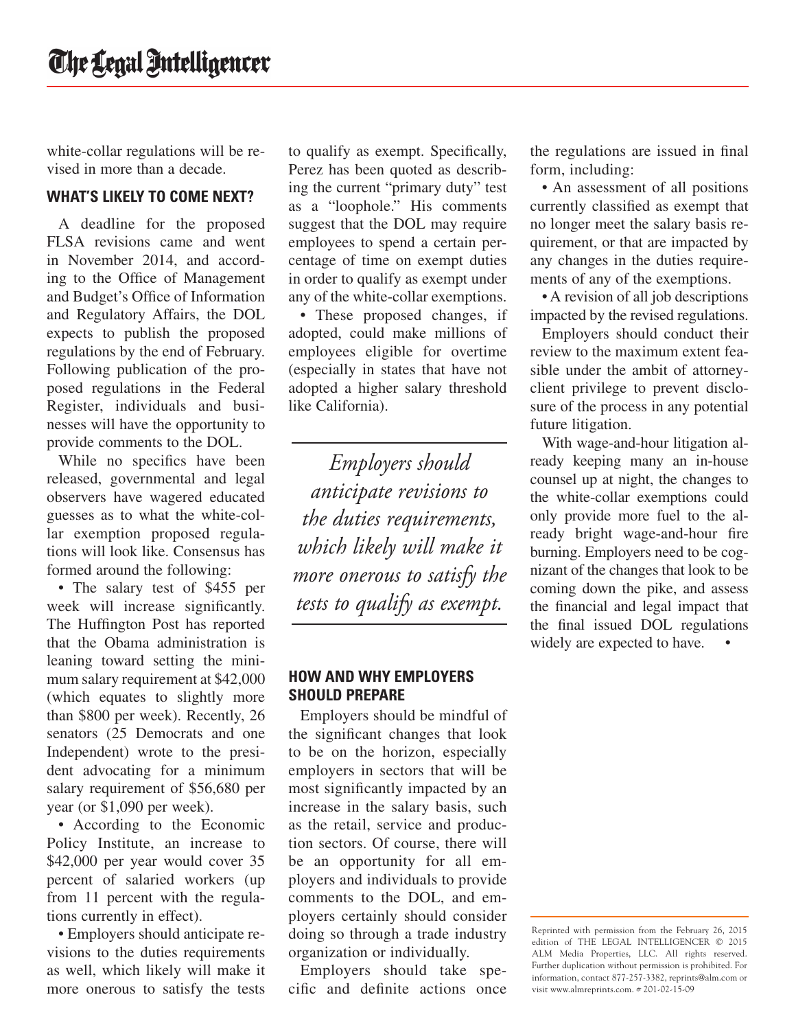white-collar regulations will be revised in more than a decade.

### WHAT'S LIKELY TO COME NEXT?

A deadline for the proposed FLSA revisions came and went in November 2014, and according to the Office of Management and Budget's Office of Information and Regulatory Affairs, the DOL expects to publish the proposed regulations by the end of February. Following publication of the proposed regulations in the Federal Register, individuals and businesses will have the opportunity to provide comments to the DOL.

While no specifics have been released, governmental and legal observers have wagered educated guesses as to what the white-collar exemption proposed regulations will look like. Consensus has formed around the following:

- The salary test of $455 per week will increase significantly. The Huffington Post has reported that the Obama administration is leaning toward setting the minimum salary requirement at $42,000 (which equates to slightly more than $800 per week). Recently, 26 senators (25 Democrats and one Independent) wrote to the president advocating for a minimum salary requirement of $56,680 per year (or $1,090 per week).
- According to the Economic Policy Institute, an increase to $42,000 per year would cover 35 percent of salaried workers (up from 11 percent with the regulations currently in effect).
- Employers should anticipate revisions to the duties requirements as well, which likely will make it more onerous to satisfy the tests to qualify as exempt. Specifically, Perez has been quoted as describing the current "primary duty" test as a "loophole." His comments suggest that the DOL may require employees to spend a certain percentage of time on exempt duties in order to qualify as exempt under any of the white-collar exemptions.
- These proposed changes, if adopted, could make millions of employees eligible for overtime (especially in states that have not adopted a higher salary threshold like California).

*Employers should anticipate revisions to the duties requirements, which likely will make it more onerous to satisfy the tests to qualify as exempt.*

### HOW AND WHY EMPLOYERS SHOULD PREPARE

Employers should be mindful of the significant changes that look to be on the horizon, especially employers in sectors that will be most significantly impacted by an increase in the salary basis, such as the retail, service and production sectors. Of course, there will be an opportunity for all employers and individuals to provide comments to the DOL, and employers certainly should consider doing so through a trade industry organization or individually.

Employers should take specific and definite actions once the regulations are issued in final form, including:

- An assessment of all positions currently classified as exempt that no longer meet the salary basis requirement, or that are impacted by any changes in the duties requirements of any of the exemptions.
- A revision of all job descriptions impacted by the revised regulations.

Employers should conduct their review to the maximum extent feasible under the ambit of attorney-client privilege to prevent disclosure of the process in any potential future litigation.

With wage-and-hour litigation already keeping many an in-house counsel up at night, the changes to the white-collar exemptions could only provide more fuel to the already bright wage-and-hour fire burning. Employers need to be cognizant of the changes that look to be coming down the pike, and assess the financial and legal impact that the final issued DOL regulations widely are expected to have. •

Reprinted with permission from the February 26, 2015 edition of THE LEGAL INTELLIGENCER © 2015 ALM Media Properties, LLC. All rights reserved. Further duplication without permission is prohibited. For information, contact 877-257-3382, reprints@alm.com or visit www.almreprints.com. # 201-02-15-09